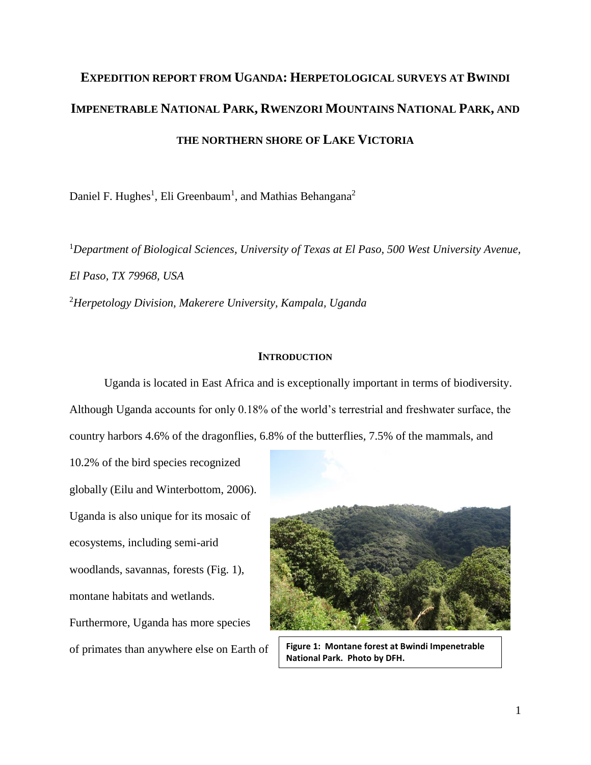# Expedition report from Uganda: Herpetological surveys at Bwindi Impenetrable National Park, Rwenzori Mountains National Park, and the northern shore of Lake Victoria

Daniel F. Hughes[1], Eli Greenbaum[1], and Mathias Behangana[2]

[1]*Department of Biological Sciences, University of Texas at El Paso, 500 West University Avenue, El Paso, TX 79968, USA*

[2]*Herpetology Division, Makerere University, Kampala, Uganda*

## Introduction

Uganda is located in East Africa and is exceptionally important in terms of biodiversity. Although Uganda accounts for only 0.18% of the world's terrestrial and freshwater surface, the country harbors 4.6% of the dragonflies, 6.8% of the butterflies, 7.5% of the mammals, and 10.2% of the bird species recognized globally (Eilu and Winterbottom, 2006). Uganda is also unique for its mosaic of ecosystems, including semi-arid woodlands, savannas, forests (Fig. 1), montane habitats and wetlands. Furthermore, Uganda has more species of primates than anywhere else on Earth of

**Figure 1: Montane forest at Bwindi Impenetrable National Park. Photo by DFH.**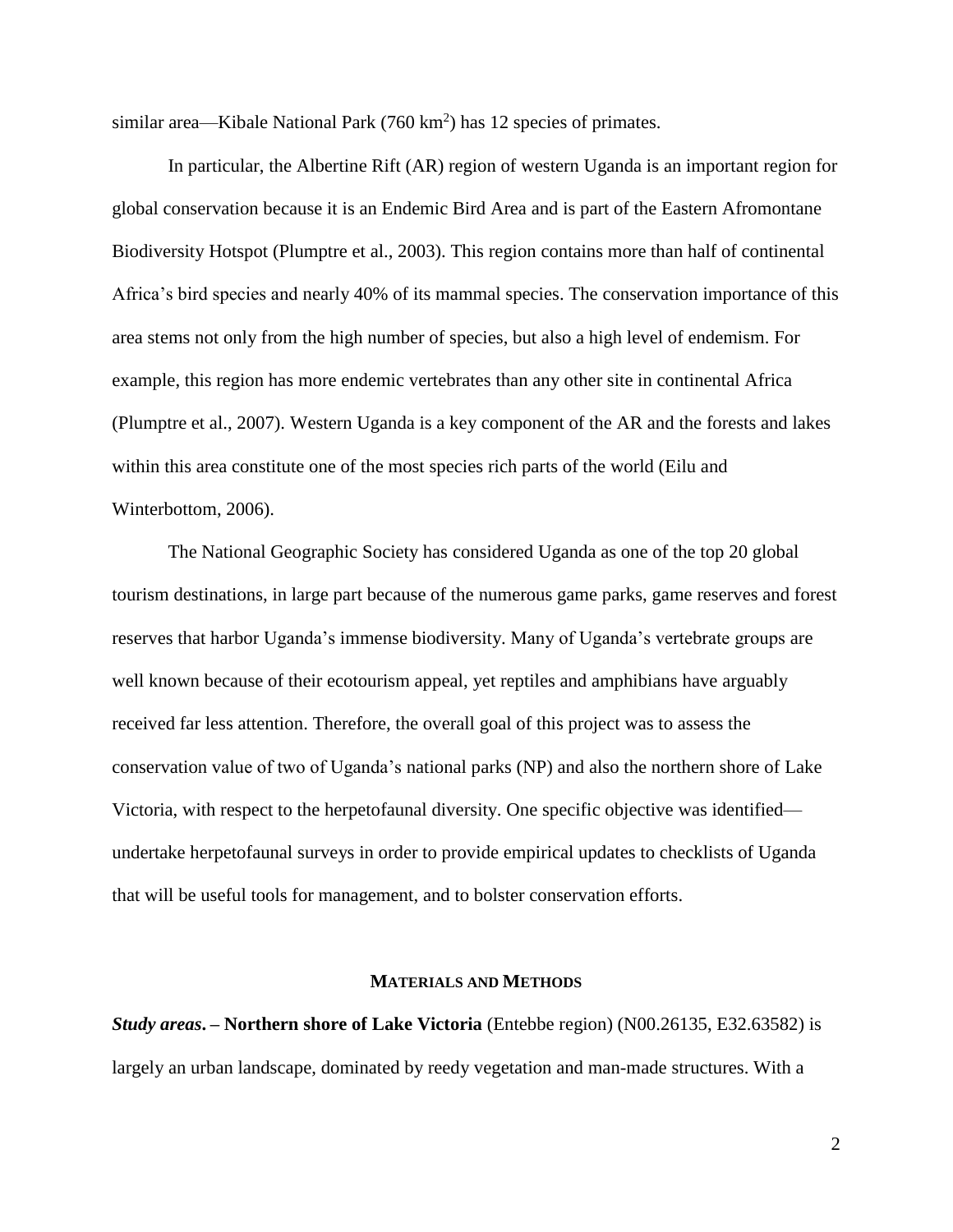similar area—Kibale National Park (760 km$^2$) has 12 species of primates.

In particular, the Albertine Rift (AR) region of western Uganda is an important region for global conservation because it is an Endemic Bird Area and is part of the Eastern Afromontane Biodiversity Hotspot (Plumptre et al., 2003). This region contains more than half of continental Africa's bird species and nearly 40% of its mammal species. The conservation importance of this area stems not only from the high number of species, but also a high level of endemism. For example, this region has more endemic vertebrates than any other site in continental Africa (Plumptre et al., 2007). Western Uganda is a key component of the AR and the forests and lakes within this area constitute one of the most species rich parts of the world (Eilu and Winterbottom, 2006).

The National Geographic Society has considered Uganda as one of the top 20 global tourism destinations, in large part because of the numerous game parks, game reserves and forest reserves that harbor Uganda's immense biodiversity. Many of Uganda's vertebrate groups are well known because of their ecotourism appeal, yet reptiles and amphibians have arguably received far less attention. Therefore, the overall goal of this project was to assess the conservation value of two of Uganda's national parks (NP) and also the northern shore of Lake Victoria, with respect to the herpetofaunal diversity. One specific objective was identified—undertake herpetofaunal surveys in order to provide empirical updates to checklists of Uganda that will be useful tools for management, and to bolster conservation efforts.

## MATERIALS AND METHODS

***Study areas***. **– Northern shore of Lake Victoria** (Entebbe region) (N00.26135, E32.63582) is largely an urban landscape, dominated by reedy vegetation and man-made structures. With a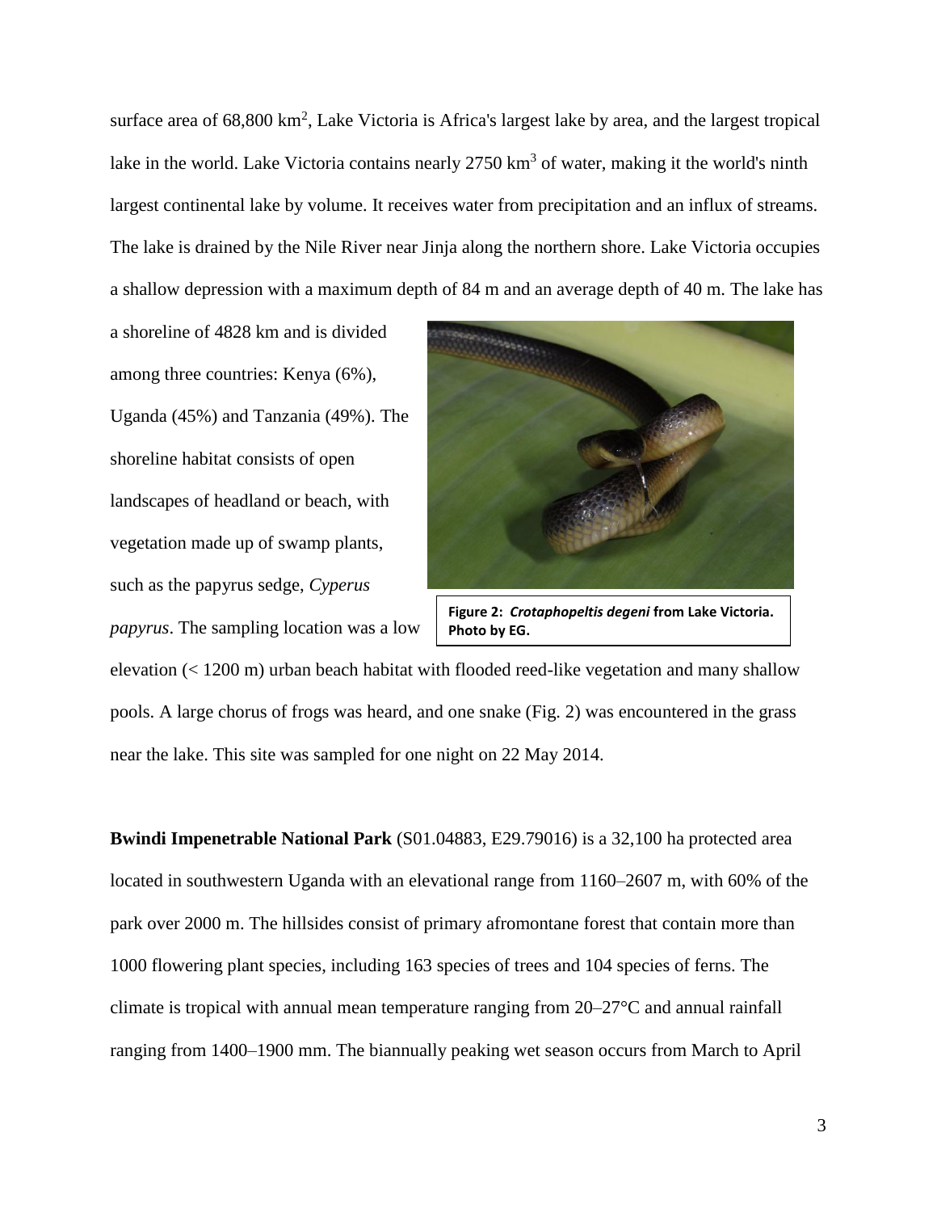surface area of 68,800 km$^2$, Lake Victoria is Africa's largest lake by area, and the largest tropical lake in the world. Lake Victoria contains nearly 2750 km$^3$ of water, making it the world's ninth largest continental lake by volume. It receives water from precipitation and an influx of streams. The lake is drained by the Nile River near Jinja along the northern shore. Lake Victoria occupies a shallow depression with a maximum depth of 84 m and an average depth of 40 m. The lake has a shoreline of 4828 km and is divided among three countries: Kenya (6%), Uganda (45%) and Tanzania (49%). The shoreline habitat consists of open landscapes of headland or beach, with vegetation made up of swamp plants, such as the papyrus sedge, *Cyperus papyrus*. The sampling location was a low elevation (< 1200 m) urban beach habitat with flooded reed-like vegetation and many shallow pools. A large chorus of frogs was heard, and one snake (Fig. 2) was encountered in the grass near the lake. This site was sampled for one night on 22 May 2014.

**Figure 2: *Crotaphopeltis degeni* from Lake Victoria. Photo by EG.**

**Bwindi Impenetrable National Park** (S01.04883, E29.79016) is a 32,100 ha protected area located in southwestern Uganda with an elevational range from 1160–2607 m, with 60% of the park over 2000 m. The hillsides consist of primary afromontane forest that contain more than 1000 flowering plant species, including 163 species of trees and 104 species of ferns. The climate is tropical with annual mean temperature ranging from 20–27°C and annual rainfall ranging from 1400–1900 mm. The biannually peaking wet season occurs from March to April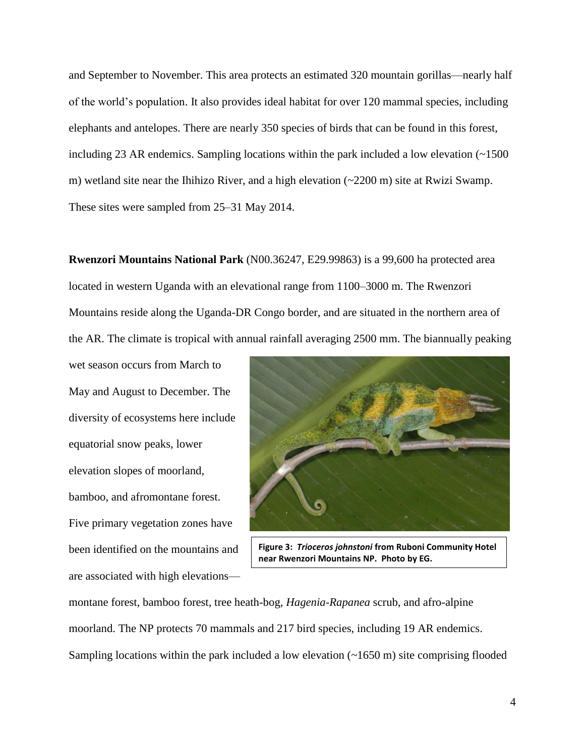and September to November. This area protects an estimated 320 mountain gorillas—nearly half of the world's population. It also provides ideal habitat for over 120 mammal species, including elephants and antelopes. There are nearly 350 species of birds that can be found in this forest, including 23 AR endemics. Sampling locations within the park included a low elevation (~1500 m) wetland site near the Ihihizo River, and a high elevation (~2200 m) site at Rwizi Swamp. These sites were sampled from 25–31 May 2014.

**Rwenzori Mountains National Park** (N00.36247, E29.99863) is a 99,600 ha protected area located in western Uganda with an elevational range from 1100–3000 m. The Rwenzori Mountains reside along the Uganda-DR Congo border, and are situated in the northern area of the AR. The climate is tropical with annual rainfall averaging 2500 mm. The biannually peaking wet season occurs from March to May and August to December. The diversity of ecosystems here include equatorial snow peaks, lower elevation slopes of moorland, bamboo, and afromontane forest. Five primary vegetation zones have been identified on the mountains and are associated with high elevations—montane forest, bamboo forest, tree heath-bog, *Hagenia-Rapanea* scrub, and afro-alpine moorland. The NP protects 70 mammals and 217 bird species, including 19 AR endemics. Sampling locations within the park included a low elevation (~1650 m) site comprising flooded

**Figure 3:** ***Trioceros johnstoni*** **from Ruboni Community Hotel near Rwenzori Mountains NP. Photo by EG.**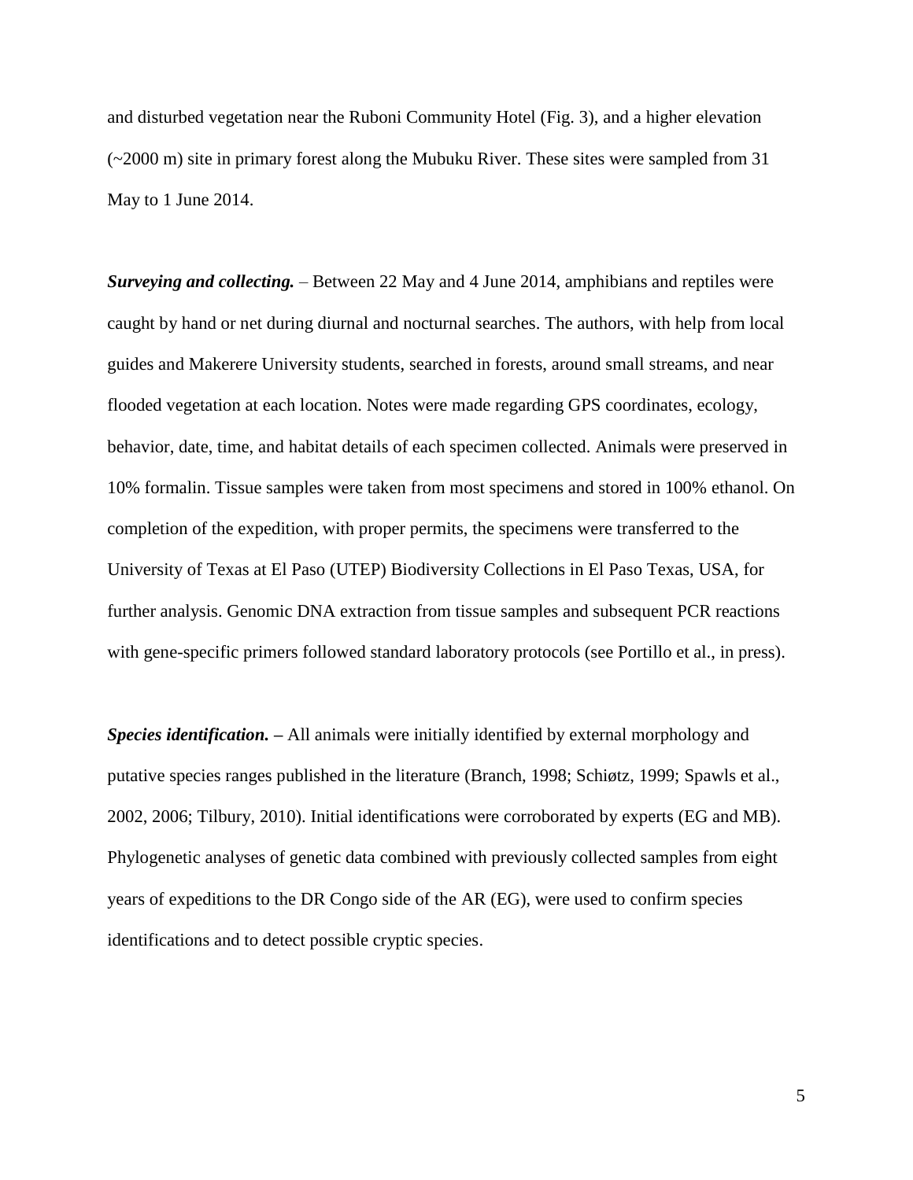and disturbed vegetation near the Ruboni Community Hotel (Fig. 3), and a higher elevation (~2000 m) site in primary forest along the Mubuku River. These sites were sampled from 31 May to 1 June 2014.

***Surveying and collecting.*** – Between 22 May and 4 June 2014, amphibians and reptiles were caught by hand or net during diurnal and nocturnal searches. The authors, with help from local guides and Makerere University students, searched in forests, around small streams, and near flooded vegetation at each location. Notes were made regarding GPS coordinates, ecology, behavior, date, time, and habitat details of each specimen collected. Animals were preserved in 10% formalin. Tissue samples were taken from most specimens and stored in 100% ethanol. On completion of the expedition, with proper permits, the specimens were transferred to the University of Texas at El Paso (UTEP) Biodiversity Collections in El Paso Texas, USA, for further analysis. Genomic DNA extraction from tissue samples and subsequent PCR reactions with gene-specific primers followed standard laboratory protocols (see Portillo et al., in press).

***Species identification.*** **–** All animals were initially identified by external morphology and putative species ranges published in the literature (Branch, 1998; Schiøtz, 1999; Spawls et al., 2002, 2006; Tilbury, 2010). Initial identifications were corroborated by experts (EG and MB). Phylogenetic analyses of genetic data combined with previously collected samples from eight years of expeditions to the DR Congo side of the AR (EG), were used to confirm species identifications and to detect possible cryptic species.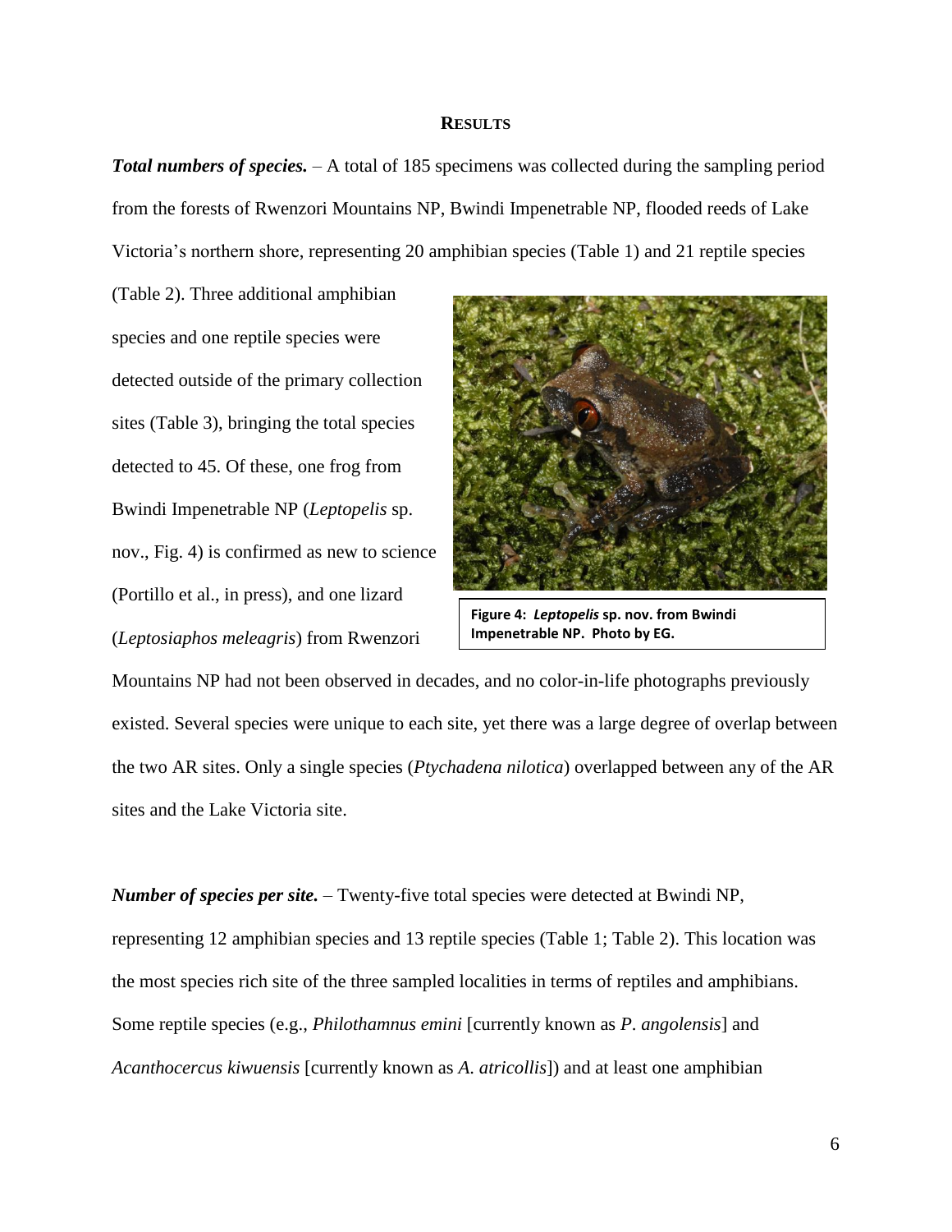## RESULTS

***Total numbers of species.*** – A total of 185 specimens was collected during the sampling period from the forests of Rwenzori Mountains NP, Bwindi Impenetrable NP, flooded reeds of Lake Victoria's northern shore, representing 20 amphibian species (Table 1) and 21 reptile species (Table 2). Three additional amphibian species and one reptile species were detected outside of the primary collection sites (Table 3), bringing the total species detected to 45. Of these, one frog from Bwindi Impenetrable NP (*Leptopelis* sp. nov., Fig. 4) is confirmed as new to science (Portillo et al., in press), and one lizard (*Leptosiaphos meleagris*) from Rwenzori Mountains NP had not been observed in decades, and no color-in-life photographs previously existed. Several species were unique to each site, yet there was a large degree of overlap between the two AR sites. Only a single species (*Ptychadena nilotica*) overlapped between any of the AR sites and the Lake Victoria site.

**Figure 4: *Leptopelis* sp. nov. from Bwindi Impenetrable NP. Photo by EG.**

***Number of species per site.*** – Twenty-five total species were detected at Bwindi NP, representing 12 amphibian species and 13 reptile species (Table 1; Table 2). This location was the most species rich site of the three sampled localities in terms of reptiles and amphibians. Some reptile species (e.g., *Philothamnus emini* [currently known as *P. angolensis*] and *Acanthocercus kiwuensis* [currently known as *A. atricollis*]) and at least one amphibian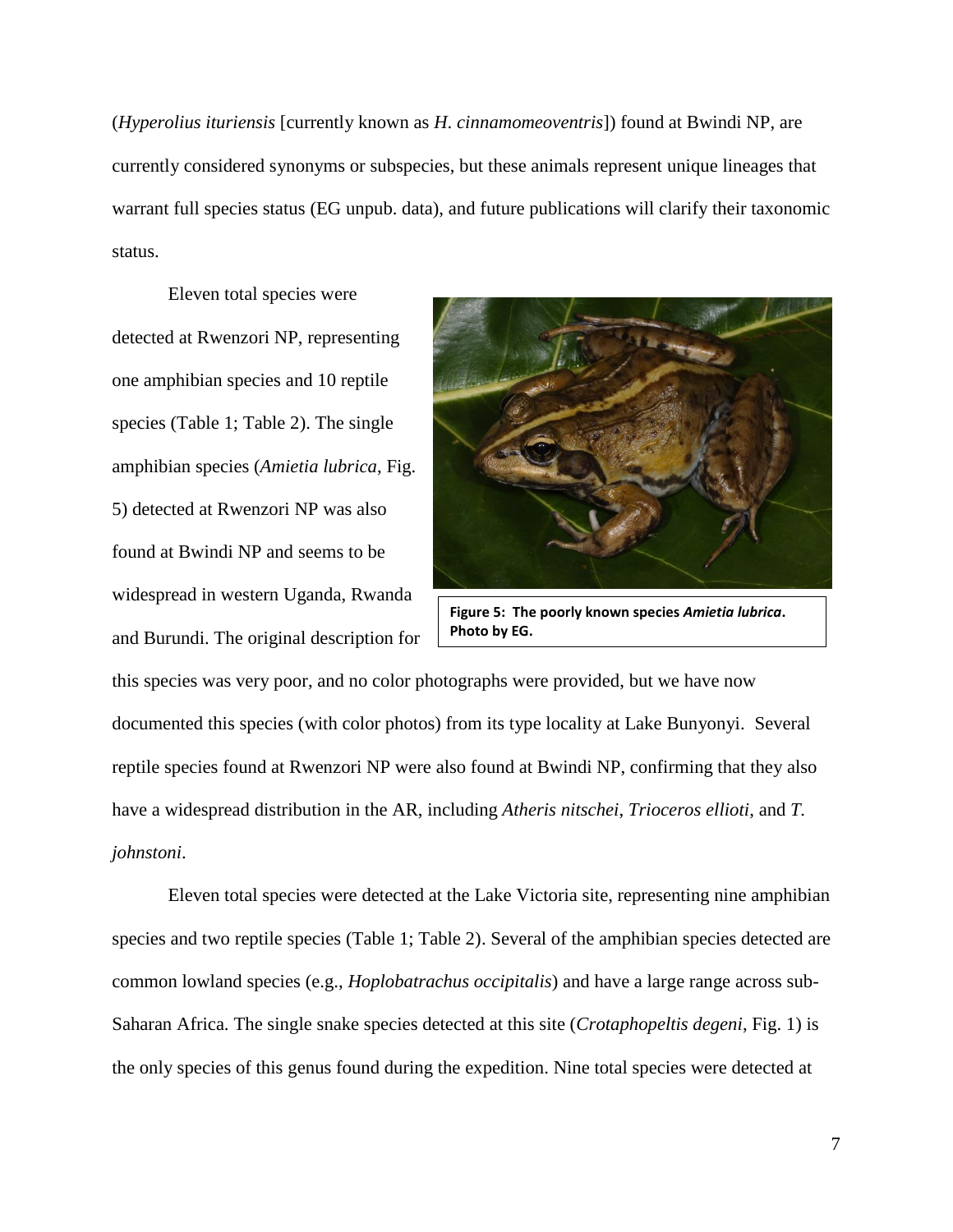(*Hyperolius ituriensis* [currently known as *H. cinnamomeoventris*]) found at Bwindi NP, are currently considered synonyms or subspecies, but these animals represent unique lineages that warrant full species status (EG unpub. data), and future publications will clarify their taxonomic status.

Eleven total species were detected at Rwenzori NP, representing one amphibian species and 10 reptile species (Table 1; Table 2). The single amphibian species (*Amietia lubrica*, Fig. 5) detected at Rwenzori NP was also found at Bwindi NP and seems to be widespread in western Uganda, Rwanda and Burundi. The original description for this species was very poor, and no color photographs were provided, but we have now documented this species (with color photos) from its type locality at Lake Bunyonyi. Several reptile species found at Rwenzori NP were also found at Bwindi NP, confirming that they also have a widespread distribution in the AR, including *Atheris nitschei*, *Trioceros ellioti*, and *T. johnstoni*.

**Figure 5: The poorly known species *Amietia lubrica*. Photo by EG.**

Eleven total species were detected at the Lake Victoria site, representing nine amphibian species and two reptile species (Table 1; Table 2). Several of the amphibian species detected are common lowland species (e.g., *Hoplobatrachus occipitalis*) and have a large range across sub-Saharan Africa. The single snake species detected at this site (*Crotaphopeltis degeni*, Fig. 1) is the only species of this genus found during the expedition. Nine total species were detected at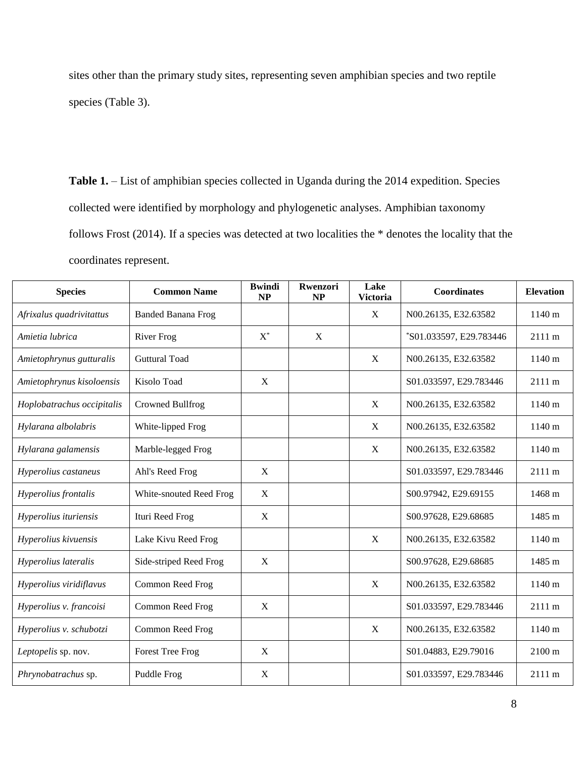sites other than the primary study sites, representing seven amphibian species and two reptile species (Table 3).

**Table 1.** – List of amphibian species collected in Uganda during the 2014 expedition. Species collected were identified by morphology and phylogenetic analyses. Amphibian taxonomy follows Frost (2014). If a species was detected at two localities the * denotes the locality that the coordinates represent.

| Species | Common Name | Bwindi NP | Rwenzori NP | Lake Victoria | Coordinates | Elevation |
|---|---|---|---|---|---|---|
| *Afrixalus quadrivitattus* | Banded Banana Frog | | | X | N00.26135, E32.63582 | 1140 m |
| *Amietia lubrica* | River Frog | X* | X | | *S01.033597, E29.783446 | 2111 m |
| *Amietophrynus gutturalis* | Guttural Toad | | | X | N00.26135, E32.63582 | 1140 m |
| *Amietophrynus kisoloensis* | Kisolo Toad | X | | | S01.033597, E29.783446 | 2111 m |
| *Hoplobatrachus occipitalis* | Crowned Bullfrog | | | X | N00.26135, E32.63582 | 1140 m |
| *Hylarana albolabris* | White-lipped Frog | | | X | N00.26135, E32.63582 | 1140 m |
| *Hylarana galamensis* | Marble-legged Frog | | | X | N00.26135, E32.63582 | 1140 m |
| *Hyperolius castaneus* | Ahl's Reed Frog | X | | | S01.033597, E29.783446 | 2111 m |
| *Hyperolius frontalis* | White-snouted Reed Frog | X | | | S00.97942, E29.69155 | 1468 m |
| *Hyperolius ituriensis* | Ituri Reed Frog | X | | | S00.97628, E29.68685 | 1485 m |
| *Hyperolius kivuensis* | Lake Kivu Reed Frog | | | X | N00.26135, E32.63582 | 1140 m |
| *Hyperolius lateralis* | Side-striped Reed Frog | X | | | S00.97628, E29.68685 | 1485 m |
| *Hyperolius viridiflavus* | Common Reed Frog | | | X | N00.26135, E32.63582 | 1140 m |
| *Hyperolius v. francoisi* | Common Reed Frog | X | | | S01.033597, E29.783446 | 2111 m |
| *Hyperolius v. schubotzi* | Common Reed Frog | | | X | N00.26135, E32.63582 | 1140 m |
| *Leptopelis* sp. nov. | Forest Tree Frog | X | | | S01.04883, E29.79016 | 2100 m |
| *Phrynobatrachus* sp. | Puddle Frog | X | | | S01.033597, E29.783446 | 2111 m |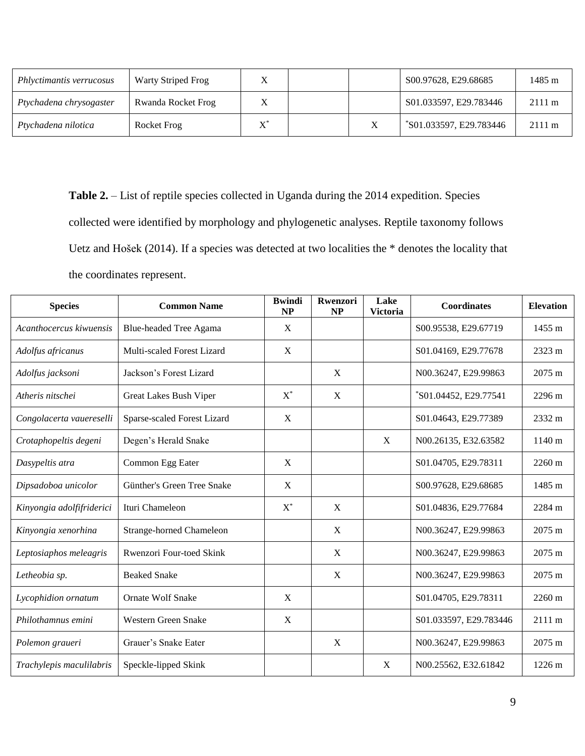| | | | | | | |
|---|---|---|---|---|---|---|
| *Phlyctimantis verrucosus* | Warty Striped Frog | X | | | S00.97628, E29.68685 | 1485 m |
| *Ptychadena chrysogaster* | Rwanda Rocket Frog | X | | | S01.033597, E29.783446 | 2111 m |
| *Ptychadena nilotica* | Rocket Frog | X* | | X | *S01.033597, E29.783446 | 2111 m |

**Table 2.** – List of reptile species collected in Uganda during the 2014 expedition. Species collected were identified by morphology and phylogenetic analyses. Reptile taxonomy follows Uetz and Hošek (2014). If a species was detected at two localities the * denotes the locality that the coordinates represent.

| Species | Common Name | Bwindi NP | Rwenzori NP | Lake Victoria | Coordinates | Elevation |
|---|---|---|---|---|---|---|
| *Acanthocercus kiwuensis* | Blue-headed Tree Agama | X | | | S00.95538, E29.67719 | 1455 m |
| *Adolfus africanus* | Multi-scaled Forest Lizard | X | | | S01.04169, E29.77678 | 2323 m |
| *Adolfus jacksoni* | Jackson's Forest Lizard | | X | | N00.36247, E29.99863 | 2075 m |
| *Atheris nitschei* | Great Lakes Bush Viper | X* | X | | *S01.04452, E29.77541 | 2296 m |
| *Congolacerta vaueresellі* | Sparse-scaled Forest Lizard | X | | | S01.04643, E29.77389 | 2332 m |
| *Crotaphopeltis degeni* | Degen's Herald Snake | | | X | N00.26135, E32.63582 | 1140 m |
| *Dasypeltis atra* | Common Egg Eater | X | | | S01.04705, E29.78311 | 2260 m |
| *Dipsadoboa unicolor* | Günther's Green Tree Snake | X | | | S00.97628, E29.68685 | 1485 m |
| *Kinyongia adolfifriderici* | Ituri Chameleon | X* | X | | S01.04836, E29.77684 | 2284 m |
| *Kinyongia xenorhina* | Strange-horned Chameleon | | X | | N00.36247, E29.99863 | 2075 m |
| *Leptosiaphos meleagris* | Rwenzori Four-toed Skink | | X | | N00.36247, E29.99863 | 2075 m |
| *Letheobia sp.* | Beaked Snake | | X | | N00.36247, E29.99863 | 2075 m |
| *Lycophidion ornatum* | Ornate Wolf Snake | X | | | S01.04705, E29.78311 | 2260 m |
| *Philothamnus emini* | Western Green Snake | X | | | S01.033597, E29.783446 | 2111 m |
| *Polemon graueri* | Grauer's Snake Eater | | X | | N00.36247, E29.99863 | 2075 m |
| *Trachylepis maculilabris* | Speckle-lipped Skink | | | X | N00.25562, E32.61842 | 1226 m |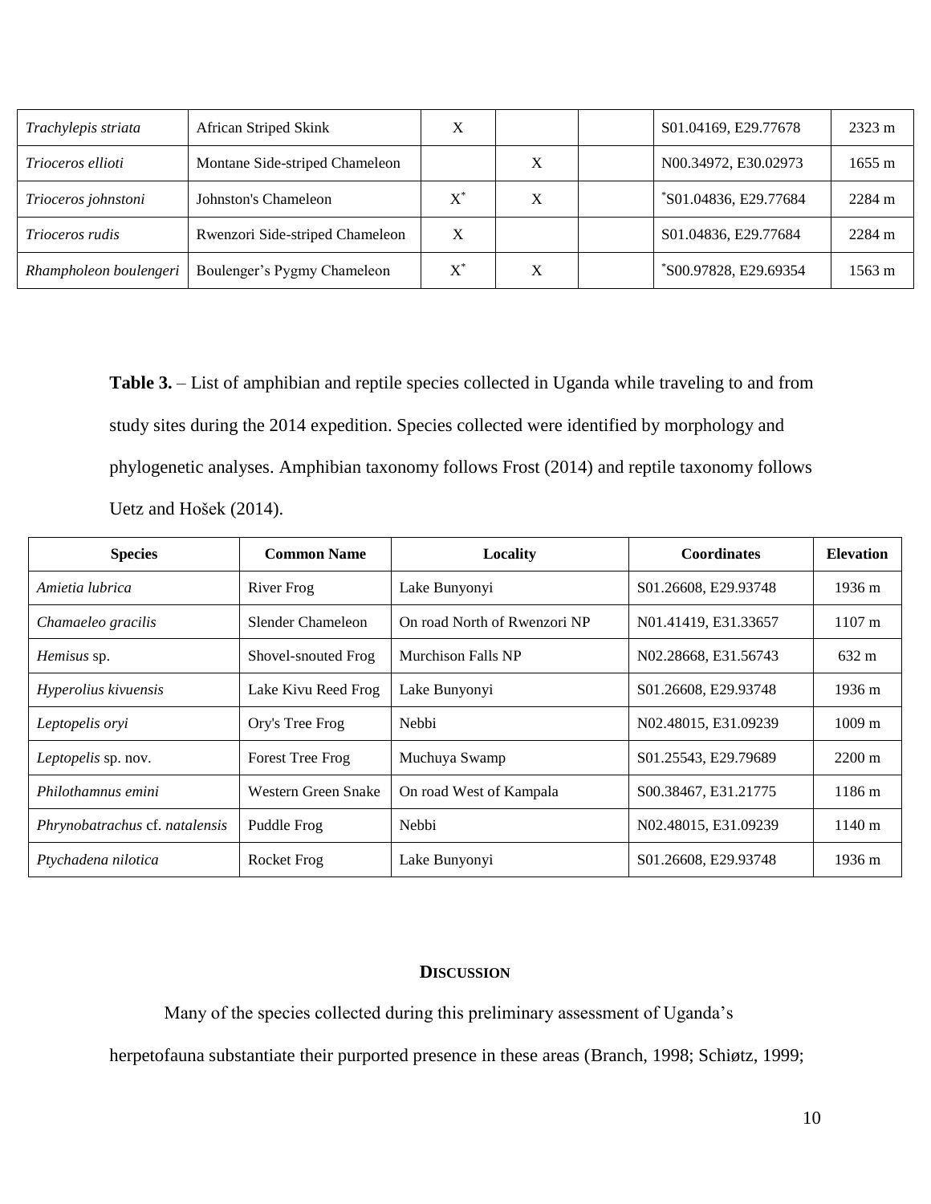| | | | | | | |
|---|---|---|---|---|---|---|
| *Trachylepis striata* | African Striped Skink | X | | | S01.04169, E29.77678 | 2323 m |
| *Trioceros ellioti* | Montane Side-striped Chameleon | | X | | N00.34972, E30.02973 | 1655 m |
| *Trioceros johnstoni* | Johnston's Chameleon | X* | X | | *S01.04836, E29.77684 | 2284 m |
| *Trioceros rudis* | Rwenzori Side-striped Chameleon | X | | | S01.04836, E29.77684 | 2284 m |
| *Rhampholeon boulengeri* | Boulenger's Pygmy Chameleon | X* | X | | *S00.97828, E29.69354 | 1563 m |

**Table 3.** – List of amphibian and reptile species collected in Uganda while traveling to and from study sites during the 2014 expedition. Species collected were identified by morphology and phylogenetic analyses. Amphibian taxonomy follows Frost (2014) and reptile taxonomy follows Uetz and Hošek (2014).

| Species | Common Name | Locality | Coordinates | Elevation |
|---|---|---|---|---|
| *Amietia lubrica* | River Frog | Lake Bunyonyi | S01.26608, E29.93748 | 1936 m |
| *Chamaeleo gracilis* | Slender Chameleon | On road North of Rwenzori NP | N01.41419, E31.33657 | 1107 m |
| *Hemisus* sp. | Shovel-snouted Frog | Murchison Falls NP | N02.28668, E31.56743 | 632 m |
| *Hyperolius kivuensis* | Lake Kivu Reed Frog | Lake Bunyonyi | S01.26608, E29.93748 | 1936 m |
| *Leptopelis oryi* | Ory's Tree Frog | Nebbi | N02.48015, E31.09239 | 1009 m |
| *Leptopelis* sp. nov. | Forest Tree Frog | Muchuya Swamp | S01.25543, E29.79689 | 2200 m |
| *Philothamnus emini* | Western Green Snake | On road West of Kampala | S00.38467, E31.21775 | 1186 m |
| *Phrynobatrachus* cf. *natalensis* | Puddle Frog | Nebbi | N02.48015, E31.09239 | 1140 m |
| *Ptychadena nilotica* | Rocket Frog | Lake Bunyonyi | S01.26608, E29.93748 | 1936 m |

## DISCUSSION

Many of the species collected during this preliminary assessment of Uganda's herpetofauna substantiate their purported presence in these areas (Branch, 1998; Schiøtz, 1999;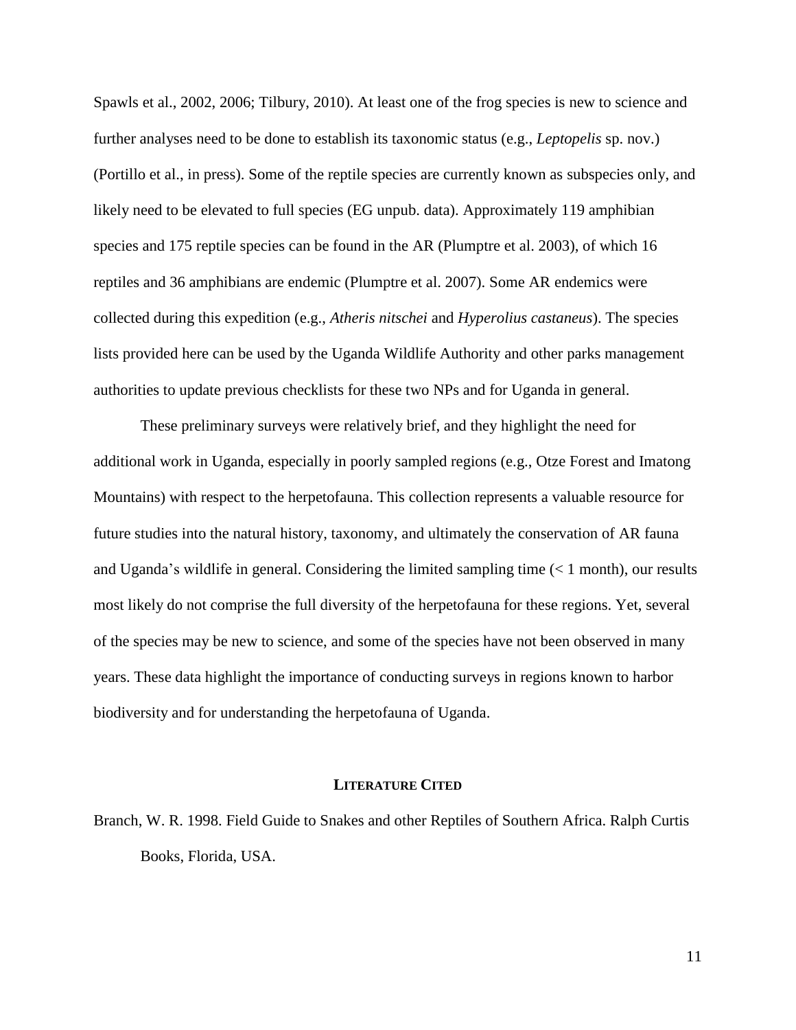Spawls et al., 2002, 2006; Tilbury, 2010). At least one of the frog species is new to science and further analyses need to be done to establish its taxonomic status (e.g., *Leptopelis* sp. nov.) (Portillo et al., in press). Some of the reptile species are currently known as subspecies only, and likely need to be elevated to full species (EG unpub. data). Approximately 119 amphibian species and 175 reptile species can be found in the AR (Plumptre et al. 2003), of which 16 reptiles and 36 amphibians are endemic (Plumptre et al. 2007). Some AR endemics were collected during this expedition (e.g., *Atheris nitschei* and *Hyperolius castaneus*). The species lists provided here can be used by the Uganda Wildlife Authority and other parks management authorities to update previous checklists for these two NPs and for Uganda in general.

These preliminary surveys were relatively brief, and they highlight the need for additional work in Uganda, especially in poorly sampled regions (e.g., Otze Forest and Imatong Mountains) with respect to the herpetofauna. This collection represents a valuable resource for future studies into the natural history, taxonomy, and ultimately the conservation of AR fauna and Uganda's wildlife in general. Considering the limited sampling time (< 1 month), our results most likely do not comprise the full diversity of the herpetofauna for these regions. Yet, several of the species may be new to science, and some of the species have not been observed in many years. These data highlight the importance of conducting surveys in regions known to harbor biodiversity and for understanding the herpetofauna of Uganda.

## LITERATURE CITED

Branch, W. R. 1998. Field Guide to Snakes and other Reptiles of Southern Africa. Ralph Curtis Books, Florida, USA.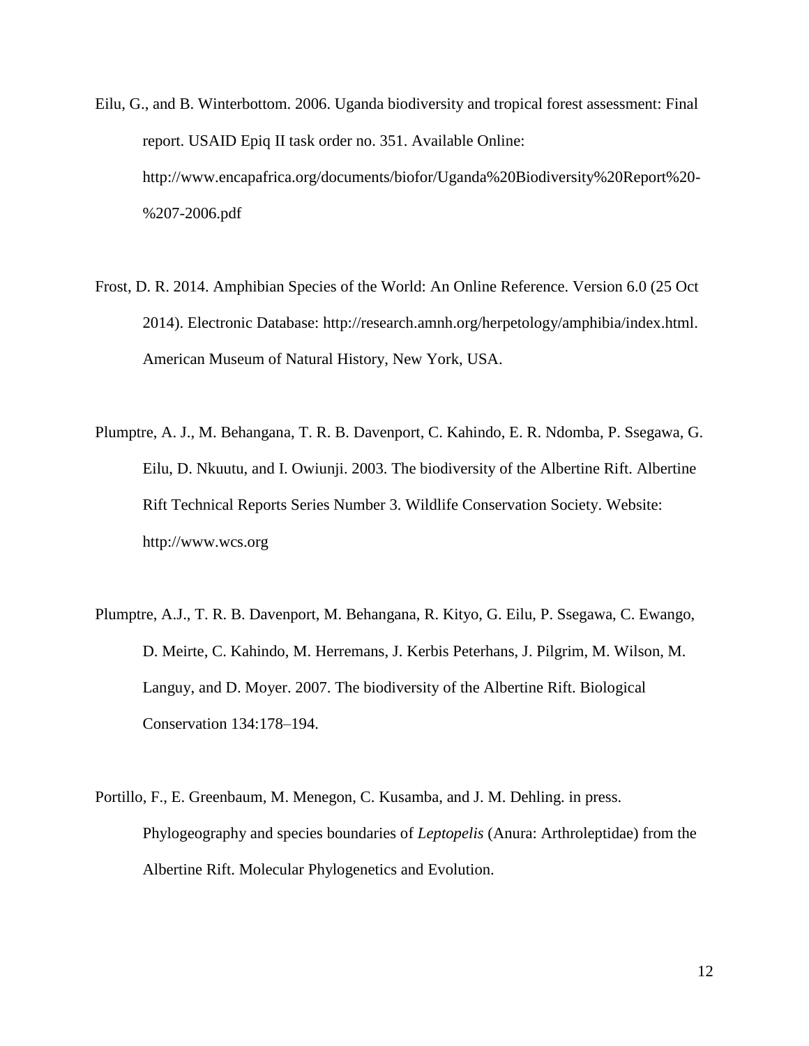Eilu, G., and B. Winterbottom. 2006. Uganda biodiversity and tropical forest assessment: Final report. USAID Epiq II task order no. 351. Available Online: http://www.encapafrica.org/documents/biofor/Uganda%20Biodiversity%20Report%20-%207-2006.pdf

Frost, D. R. 2014. Amphibian Species of the World: An Online Reference. Version 6.0 (25 Oct 2014). Electronic Database: http://research.amnh.org/herpetology/amphibia/index.html. American Museum of Natural History, New York, USA.

Plumptre, A. J., M. Behangana, T. R. B. Davenport, C. Kahindo, E. R. Ndomba, P. Ssegawa, G. Eilu, D. Nkuutu, and I. Owiunji. 2003. The biodiversity of the Albertine Rift. Albertine Rift Technical Reports Series Number 3. Wildlife Conservation Society. Website: http://www.wcs.org

Plumptre, A.J., T. R. B. Davenport, M. Behangana, R. Kityo, G. Eilu, P. Ssegawa, C. Ewango, D. Meirte, C. Kahindo, M. Herremans, J. Kerbis Peterhans, J. Pilgrim, M. Wilson, M. Languy, and D. Moyer. 2007. The biodiversity of the Albertine Rift. Biological Conservation 134:178–194.

Portillo, F., E. Greenbaum, M. Menegon, C. Kusamba, and J. M. Dehling. in press. Phylogeography and species boundaries of *Leptopelis* (Anura: Arthroleptidae) from the Albertine Rift. Molecular Phylogenetics and Evolution.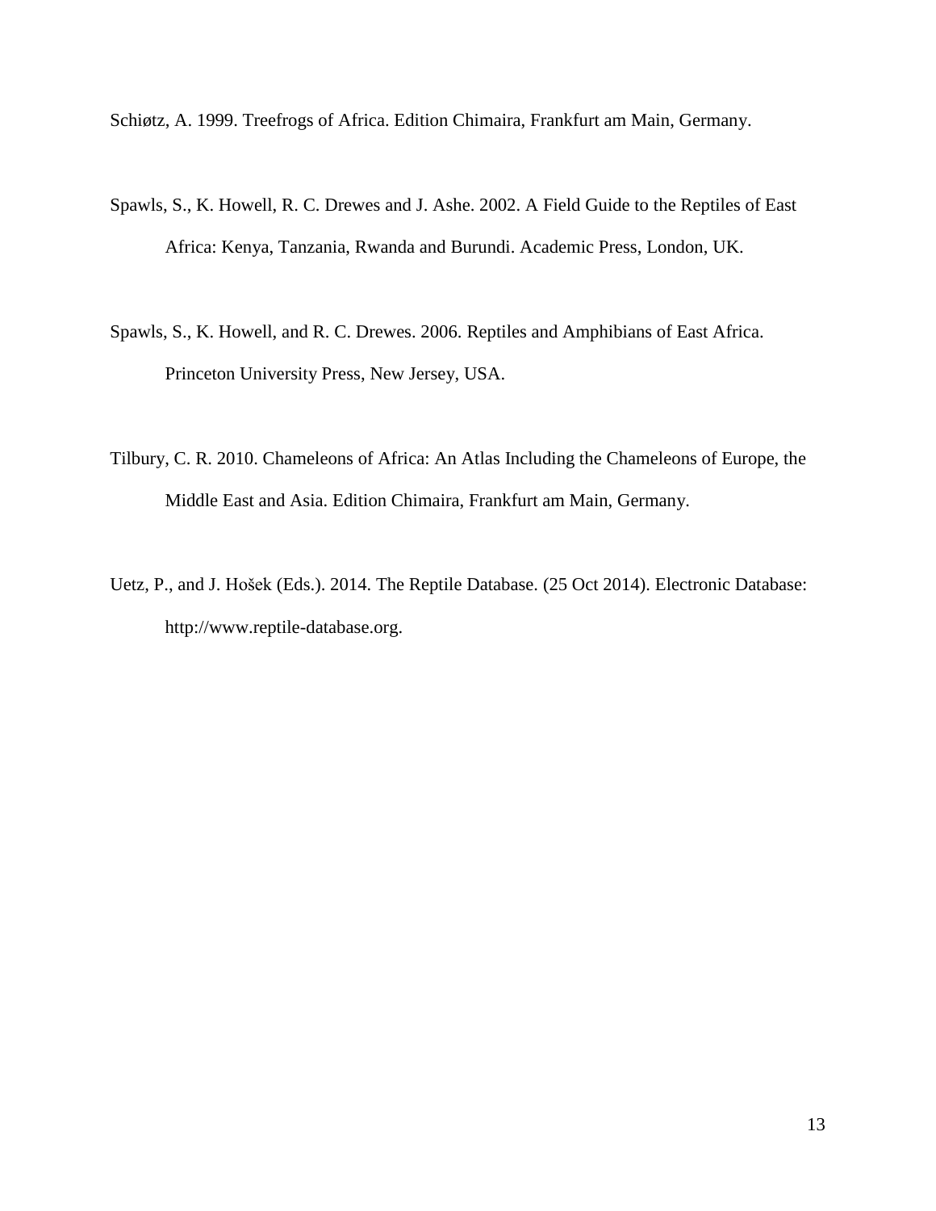Schiøtz, A. 1999. Treefrogs of Africa. Edition Chimaira, Frankfurt am Main, Germany.

Spawls, S., K. Howell, R. C. Drewes and J. Ashe. 2002. A Field Guide to the Reptiles of East Africa: Kenya, Tanzania, Rwanda and Burundi. Academic Press, London, UK.

Spawls, S., K. Howell, and R. C. Drewes. 2006. Reptiles and Amphibians of East Africa. Princeton University Press, New Jersey, USA.

Tilbury, C. R. 2010. Chameleons of Africa: An Atlas Including the Chameleons of Europe, the Middle East and Asia. Edition Chimaira, Frankfurt am Main, Germany.

Uetz, P., and J. Hošek (Eds.). 2014. The Reptile Database. (25 Oct 2014). Electronic Database: http://www.reptile-database.org.